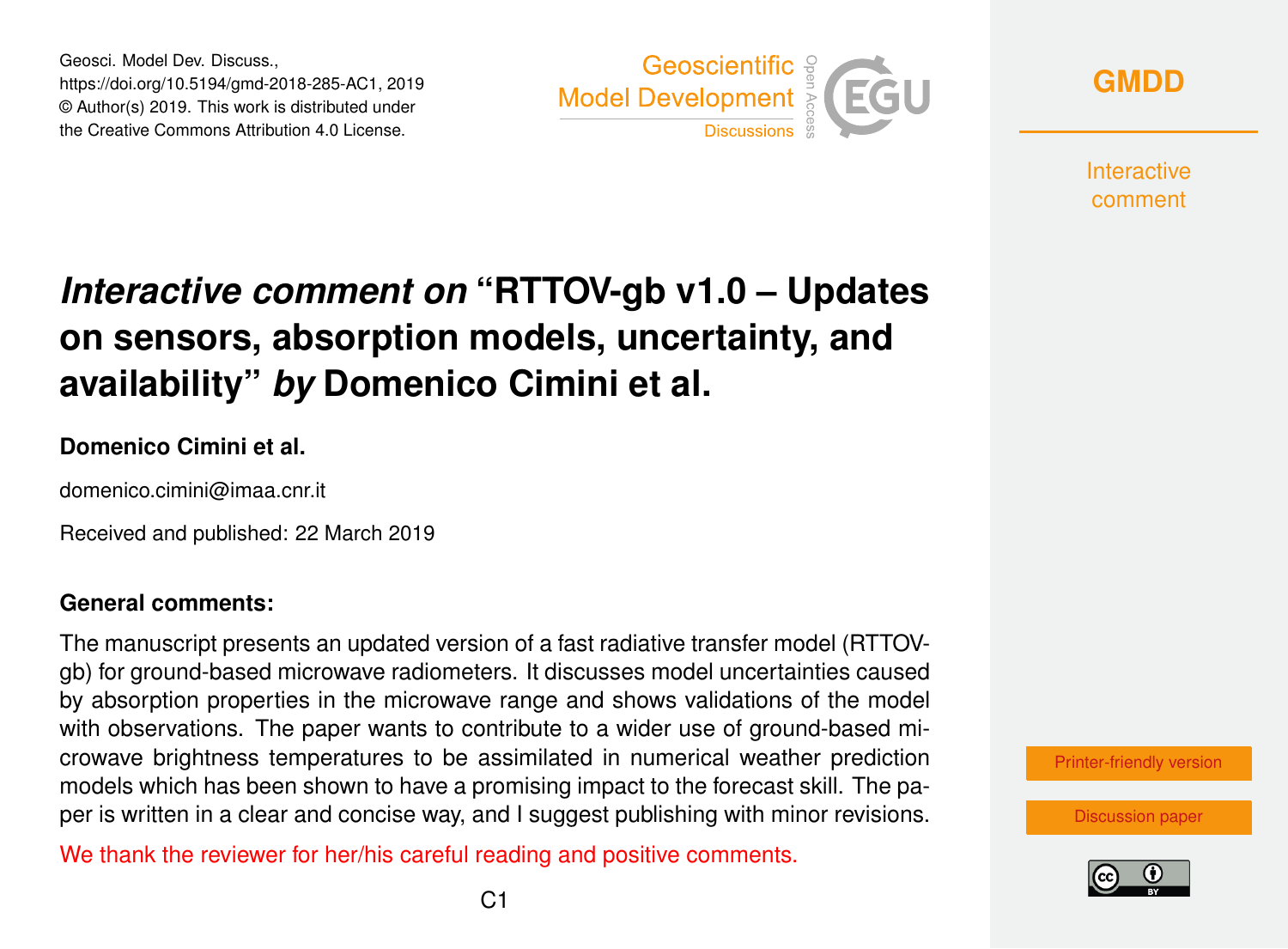# *Interactive comment on* "RTTOV-gb v1.0 – Updates on sensors, absorption models, uncertainty, and availability" *by* Domenico Cimini et al.

**Domenico Cimini et al.**

domenico.cimini@imaa.cnr.it

Received and published: 22 March 2019

**General comments:**

The manuscript presents an updated version of a fast radiative transfer model (RTTOV-gb) for ground-based microwave radiometers. It discusses model uncertainties caused by absorption properties in the microwave range and shows validations of the model with observations. The paper wants to contribute to a wider use of ground-based microwave brightness temperatures to be assimilated in numerical weather prediction models which has been shown to have a promising impact to the forecast skill. The paper is written in a clear and concise way, and I suggest publishing with minor revisions.

We thank the reviewer for her/his careful reading and positive comments.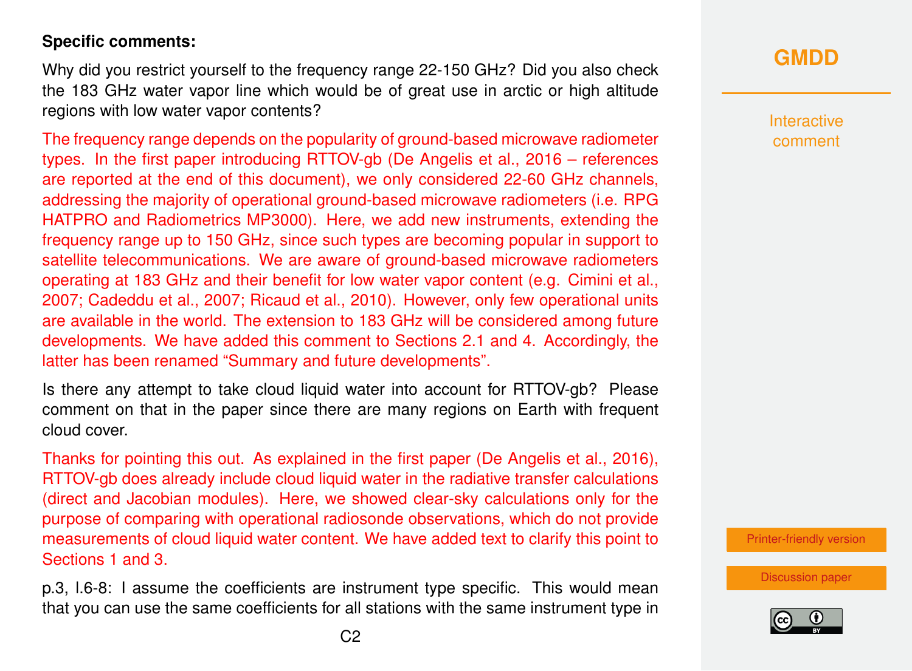**Specific comments:**

Why did you restrict yourself to the frequency range 22-150 GHz? Did you also check the 183 GHz water vapor line which would be of great use in arctic or high altitude regions with low water vapor contents?

The frequency range depends on the popularity of ground-based microwave radiometer types. In the first paper introducing RTTOV-gb (De Angelis et al., 2016 – references are reported at the end of this document), we only considered 22-60 GHz channels, addressing the majority of operational ground-based microwave radiometers (i.e. RPG HATPRO and Radiometrics MP3000). Here, we add new instruments, extending the frequency range up to 150 GHz, since such types are becoming popular in support to satellite telecommunications. We are aware of ground-based microwave radiometers operating at 183 GHz and their benefit for low water vapor content (e.g. Cimini et al., 2007; Cadeddu et al., 2007; Ricaud et al., 2010). However, only few operational units are available in the world. The extension to 183 GHz will be considered among future developments. We have added this comment to Sections 2.1 and 4. Accordingly, the latter has been renamed "Summary and future developments".

Is there any attempt to take cloud liquid water into account for RTTOV-gb? Please comment on that in the paper since there are many regions on Earth with frequent cloud cover.

Thanks for pointing this out. As explained in the first paper (De Angelis et al., 2016), RTTOV-gb does already include cloud liquid water in the radiative transfer calculations (direct and Jacobian modules). Here, we showed clear-sky calculations only for the purpose of comparing with operational radiosonde observations, which do not provide measurements of cloud liquid water content. We have added text to clarify this point to Sections 1 and 3.

p.3, l.6-8: I assume the coefficients are instrument type specific. This would mean that you can use the same coefficients for all stations with the same instrument type in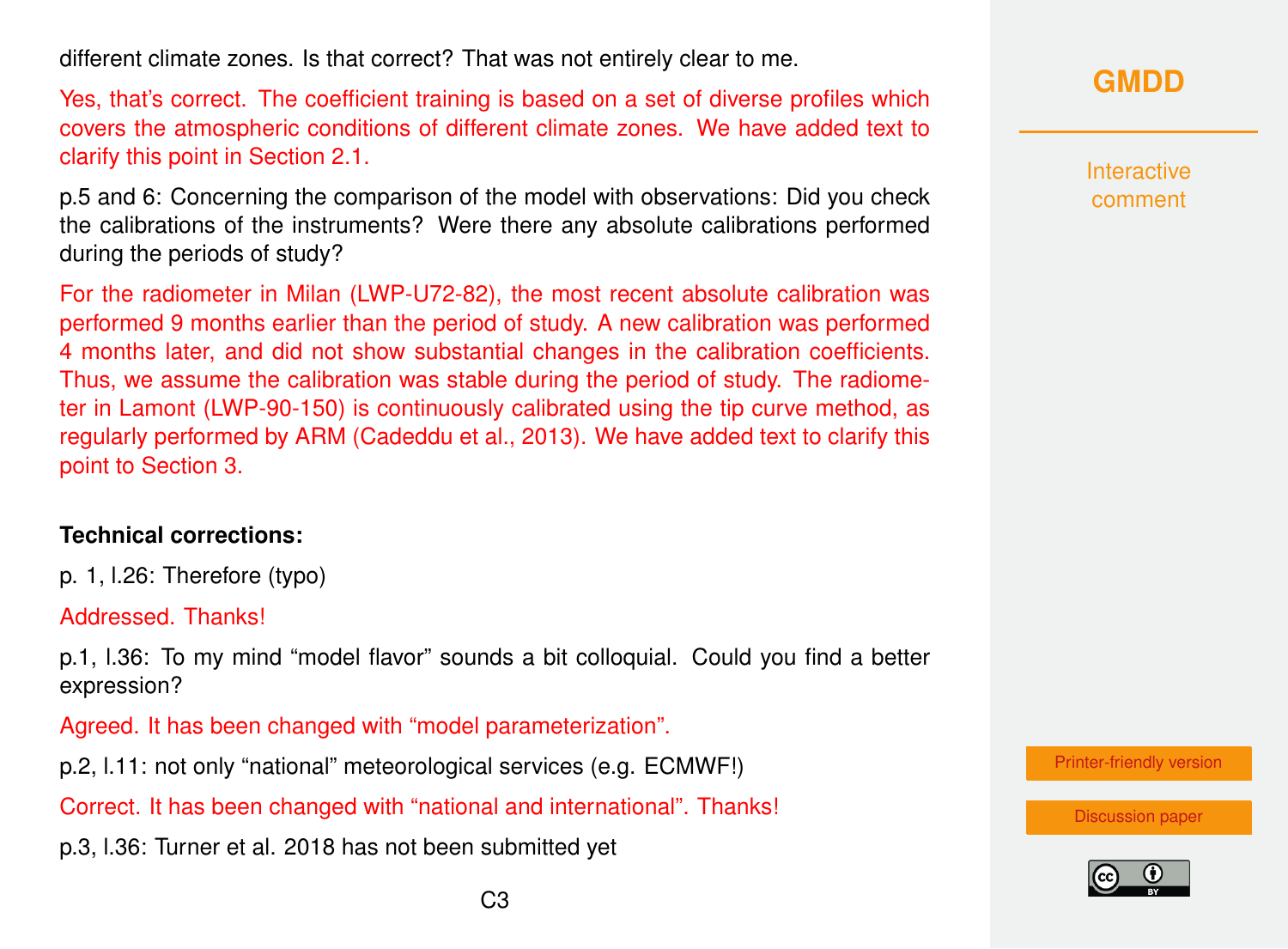different climate zones. Is that correct? That was not entirely clear to me.

Yes, that's correct. The coefficient training is based on a set of diverse profiles which covers the atmospheric conditions of different climate zones. We have added text to clarify this point in Section 2.1.

p.5 and 6: Concerning the comparison of the model with observations: Did you check the calibrations of the instruments? Were there any absolute calibrations performed during the periods of study?

For the radiometer in Milan (LWP-U72-82), the most recent absolute calibration was performed 9 months earlier than the period of study. A new calibration was performed 4 months later, and did not show substantial changes in the calibration coefficients. Thus, we assume the calibration was stable during the period of study. The radiometer in Lamont (LWP-90-150) is continuously calibrated using the tip curve method, as regularly performed by ARM (Cadeddu et al., 2013). We have added text to clarify this point to Section 3.

**Technical corrections:**

p. 1, l.26: Therefore (typo)

Addressed. Thanks!

p.1, l.36: To my mind "model flavor" sounds a bit colloquial. Could you find a better expression?

Agreed. It has been changed with "model parameterization".

p.2, l.11: not only "national" meteorological services (e.g. ECMWF!)

Correct. It has been changed with "national and international". Thanks!

p.3, l.36: Turner et al. 2018 has not been submitted yet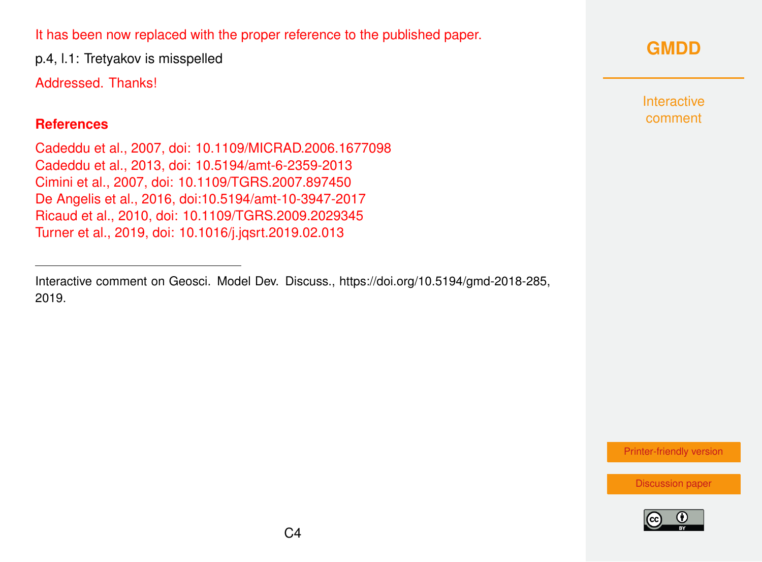It has been now replaced with the proper reference to the published paper.

p.4, l.1: Tretyakov is misspelled

Addressed. Thanks!

## References

Cadeddu et al., 2007, doi: 10.1109/MICRAD.2006.1677098
Cadeddu et al., 2013, doi: 10.5194/amt-6-2359-2013
Cimini et al., 2007, doi: 10.1109/TGRS.2007.897450
De Angelis et al., 2016, doi:10.5194/amt-10-3947-2017
Ricaud et al., 2010, doi: 10.1109/TGRS.2009.2029345
Turner et al., 2019, doi: 10.1016/j.jqsrt.2019.02.013

---

Interactive comment on Geosci. Model Dev. Discuss., https://doi.org/10.5194/gmd-2018-285, 2019.